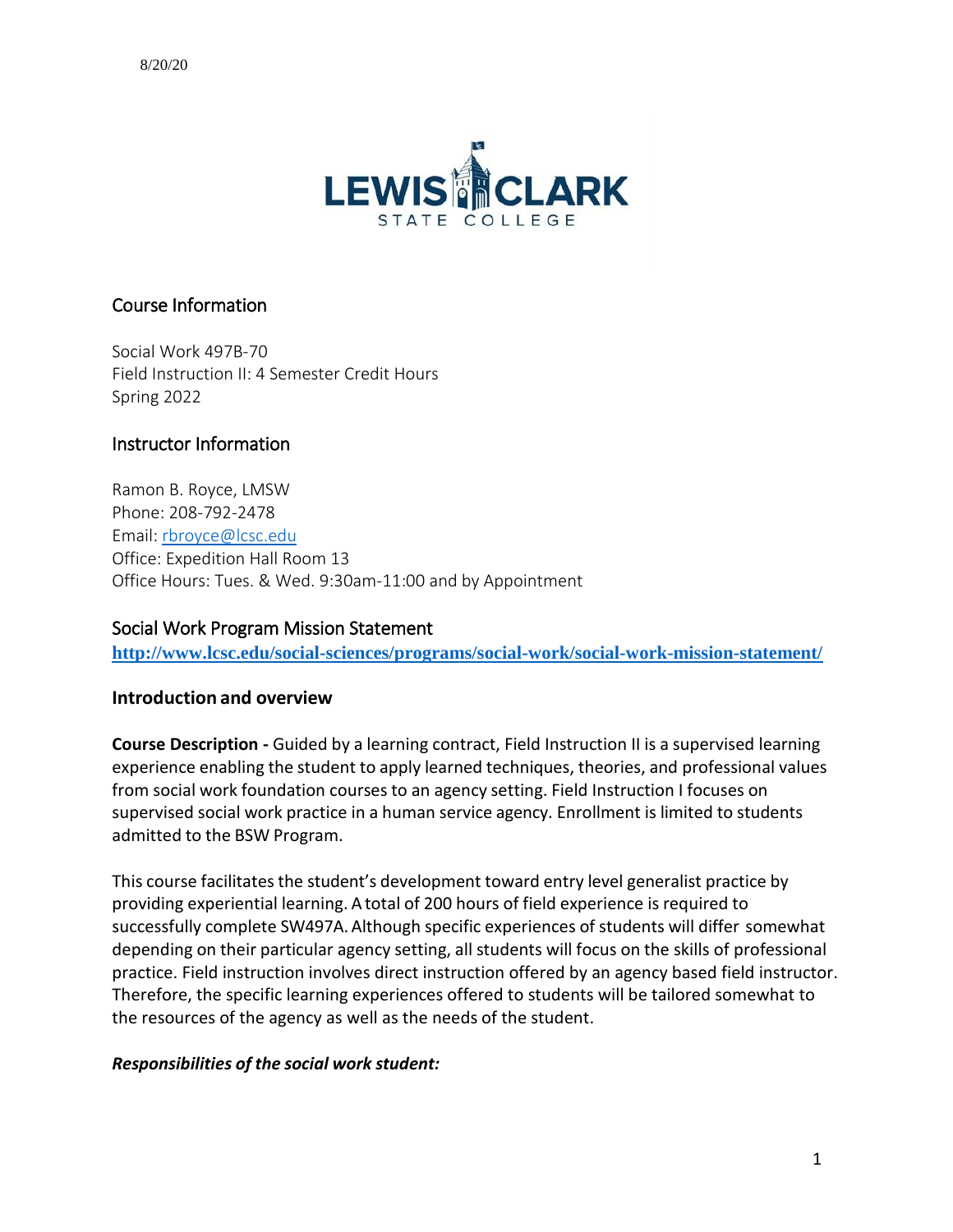8/20/20

## Course Information

Social Work 497B-70
Field Instruction II: 4 Semester Credit Hours
Spring 2022

## Instructor Information

Ramon B. Royce, LMSW
Phone: 208-792-2478
Email: rbroyce@lcsc.edu
Office: Expedition Hall Room 13
Office Hours: Tues. & Wed. 9:30am-11:00 and by Appointment

## Social Work Program Mission Statement

**http://www.lcsc.edu/social-sciences/programs/social-work/social-work-mission-statement/**

## Introduction and overview

**Course Description -** Guided by a learning contract, Field Instruction II is a supervised learning experience enabling the student to apply learned techniques, theories, and professional values from social work foundation courses to an agency setting. Field Instruction I focuses on supervised social work practice in a human service agency. Enrollment is limited to students admitted to the BSW Program.

This course facilitates the student's development toward entry level generalist practice by providing experiential learning. A total of 200 hours of field experience is required to successfully complete SW497A. Although specific experiences of students will differ somewhat depending on their particular agency setting, all students will focus on the skills of professional practice. Field instruction involves direct instruction offered by an agency based field instructor. Therefore, the specific learning experiences offered to students will be tailored somewhat to the resources of the agency as well as the needs of the student.

***Responsibilities of the social work student:***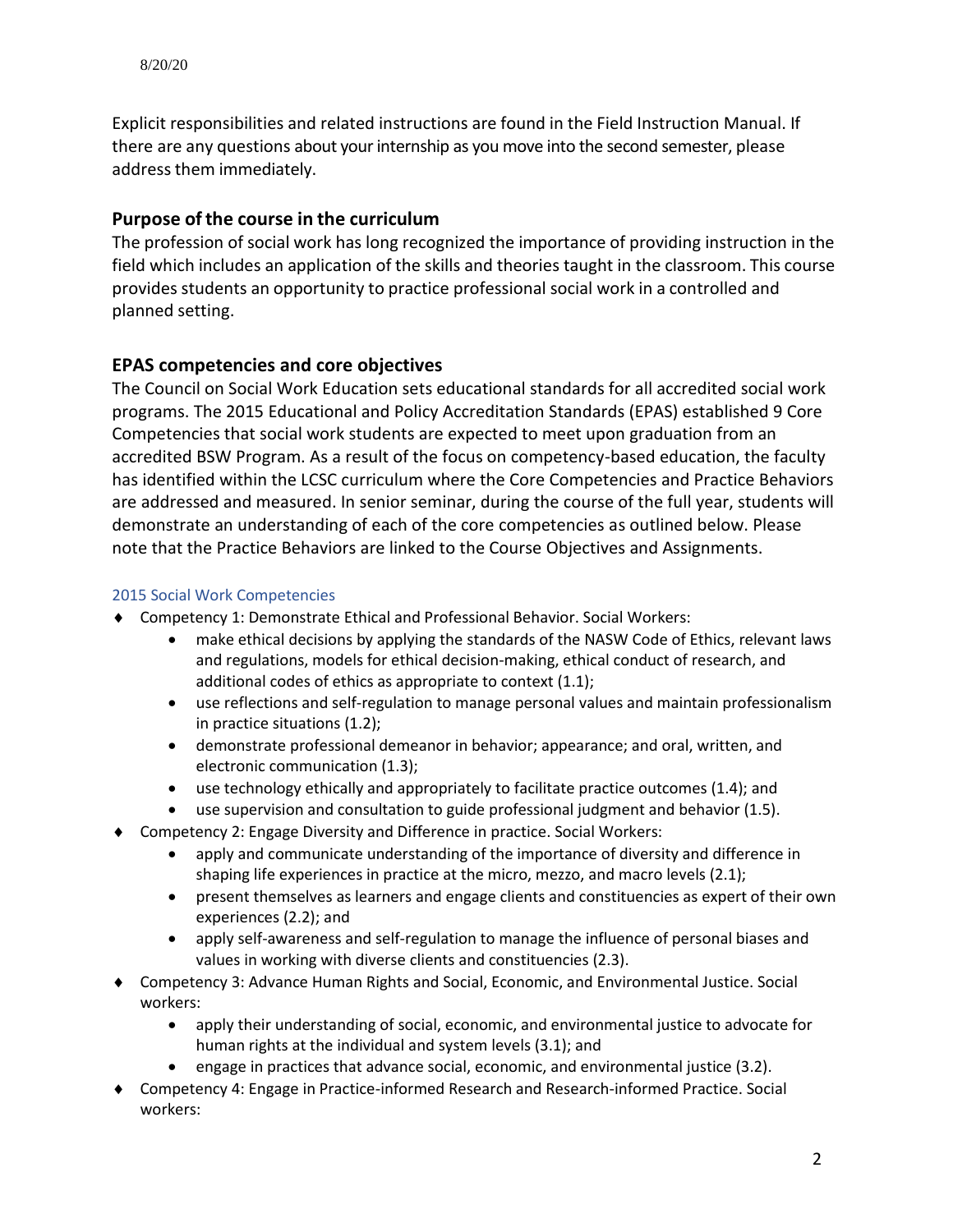Explicit responsibilities and related instructions are found in the Field Instruction Manual. If there are any questions about your internship as you move into the second semester, please address them immediately.

## Purpose of the course in the curriculum

The profession of social work has long recognized the importance of providing instruction in the field which includes an application of the skills and theories taught in the classroom. This course provides students an opportunity to practice professional social work in a controlled and planned setting.

## EPAS competencies and core objectives

The Council on Social Work Education sets educational standards for all accredited social work programs. The 2015 Educational and Policy Accreditation Standards (EPAS) established 9 Core Competencies that social work students are expected to meet upon graduation from an accredited BSW Program. As a result of the focus on competency-based education, the faculty has identified within the LCSC curriculum where the Core Competencies and Practice Behaviors are addressed and measured. In senior seminar, during the course of the full year, students will demonstrate an understanding of each of the core competencies as outlined below. Please note that the Practice Behaviors are linked to the Course Objectives and Assignments.

### 2015 Social Work Competencies

- Competency 1: Demonstrate Ethical and Professional Behavior. Social Workers:
  - make ethical decisions by applying the standards of the NASW Code of Ethics, relevant laws and regulations, models for ethical decision-making, ethical conduct of research, and additional codes of ethics as appropriate to context (1.1);
  - use reflections and self-regulation to manage personal values and maintain professionalism in practice situations (1.2);
  - demonstrate professional demeanor in behavior; appearance; and oral, written, and electronic communication (1.3);
  - use technology ethically and appropriately to facilitate practice outcomes (1.4); and
  - use supervision and consultation to guide professional judgment and behavior (1.5).
- Competency 2: Engage Diversity and Difference in practice. Social Workers:
  - apply and communicate understanding of the importance of diversity and difference in shaping life experiences in practice at the micro, mezzo, and macro levels (2.1);
  - present themselves as learners and engage clients and constituencies as expert of their own experiences (2.2); and
  - apply self-awareness and self-regulation to manage the influence of personal biases and values in working with diverse clients and constituencies (2.3).
- Competency 3: Advance Human Rights and Social, Economic, and Environmental Justice. Social workers:
  - apply their understanding of social, economic, and environmental justice to advocate for human rights at the individual and system levels (3.1); and
  - engage in practices that advance social, economic, and environmental justice (3.2).
- Competency 4: Engage in Practice-informed Research and Research-informed Practice. Social workers: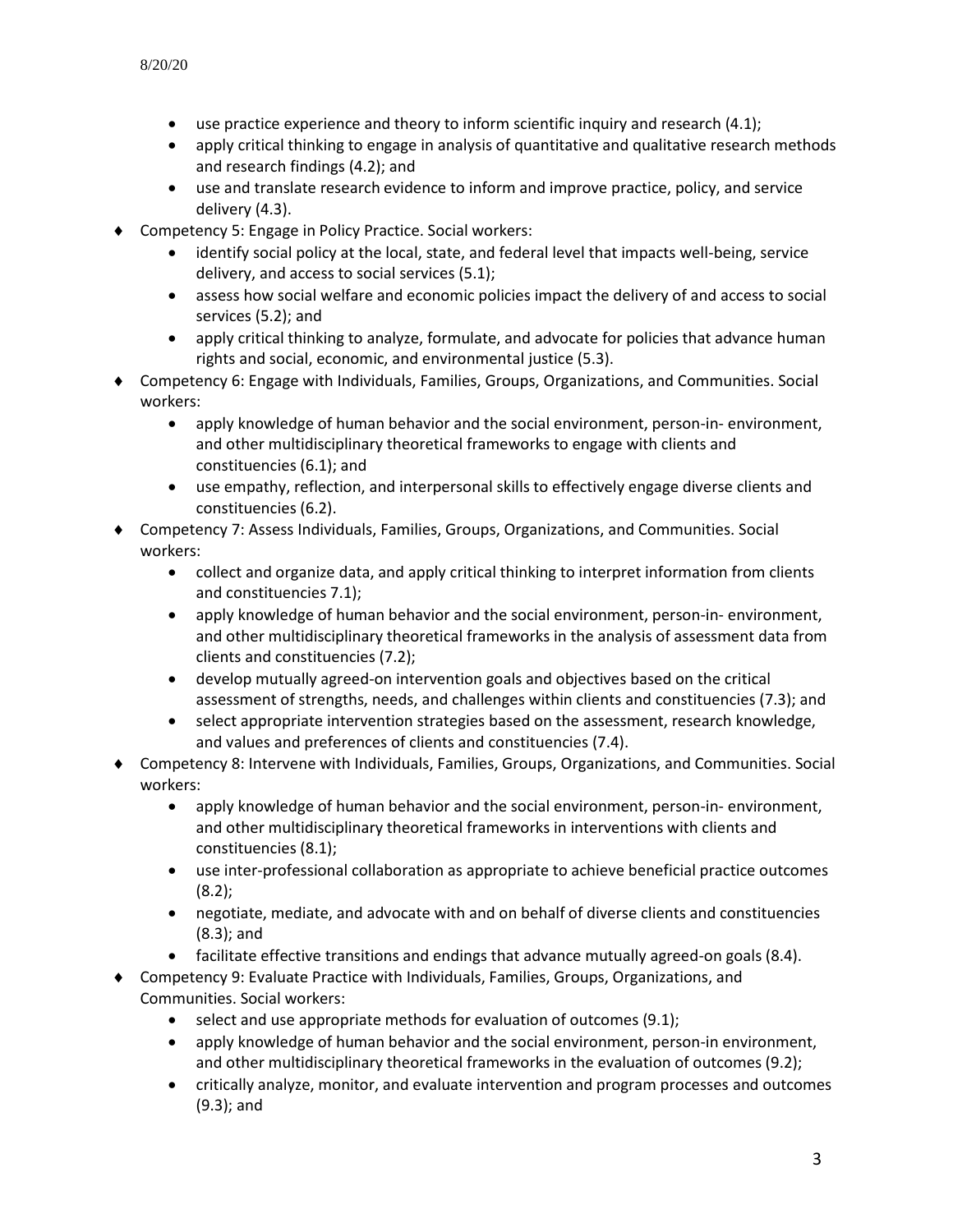- use practice experience and theory to inform scientific inquiry and research (4.1);
- apply critical thinking to engage in analysis of quantitative and qualitative research methods and research findings (4.2); and
- use and translate research evidence to inform and improve practice, policy, and service delivery (4.3).

♦ Competency 5: Engage in Policy Practice. Social workers:
- identify social policy at the local, state, and federal level that impacts well-being, service delivery, and access to social services (5.1);
- assess how social welfare and economic policies impact the delivery of and access to social services (5.2); and
- apply critical thinking to analyze, formulate, and advocate for policies that advance human rights and social, economic, and environmental justice (5.3).

♦ Competency 6: Engage with Individuals, Families, Groups, Organizations, and Communities. Social workers:
- apply knowledge of human behavior and the social environment, person-in- environment, and other multidisciplinary theoretical frameworks to engage with clients and constituencies (6.1); and
- use empathy, reflection, and interpersonal skills to effectively engage diverse clients and constituencies (6.2).

♦ Competency 7: Assess Individuals, Families, Groups, Organizations, and Communities. Social workers:
- collect and organize data, and apply critical thinking to interpret information from clients and constituencies 7.1);
- apply knowledge of human behavior and the social environment, person-in- environment, and other multidisciplinary theoretical frameworks in the analysis of assessment data from clients and constituencies (7.2);
- develop mutually agreed-on intervention goals and objectives based on the critical assessment of strengths, needs, and challenges within clients and constituencies (7.3); and
- select appropriate intervention strategies based on the assessment, research knowledge, and values and preferences of clients and constituencies (7.4).

♦ Competency 8: Intervene with Individuals, Families, Groups, Organizations, and Communities. Social workers:
- apply knowledge of human behavior and the social environment, person-in- environment, and other multidisciplinary theoretical frameworks in interventions with clients and constituencies (8.1);
- use inter-professional collaboration as appropriate to achieve beneficial practice outcomes (8.2);
- negotiate, mediate, and advocate with and on behalf of diverse clients and constituencies (8.3); and
- facilitate effective transitions and endings that advance mutually agreed-on goals (8.4).

♦ Competency 9: Evaluate Practice with Individuals, Families, Groups, Organizations, and Communities. Social workers:
- select and use appropriate methods for evaluation of outcomes (9.1);
- apply knowledge of human behavior and the social environment, person-in environment, and other multidisciplinary theoretical frameworks in the evaluation of outcomes (9.2);
- critically analyze, monitor, and evaluate intervention and program processes and outcomes (9.3); and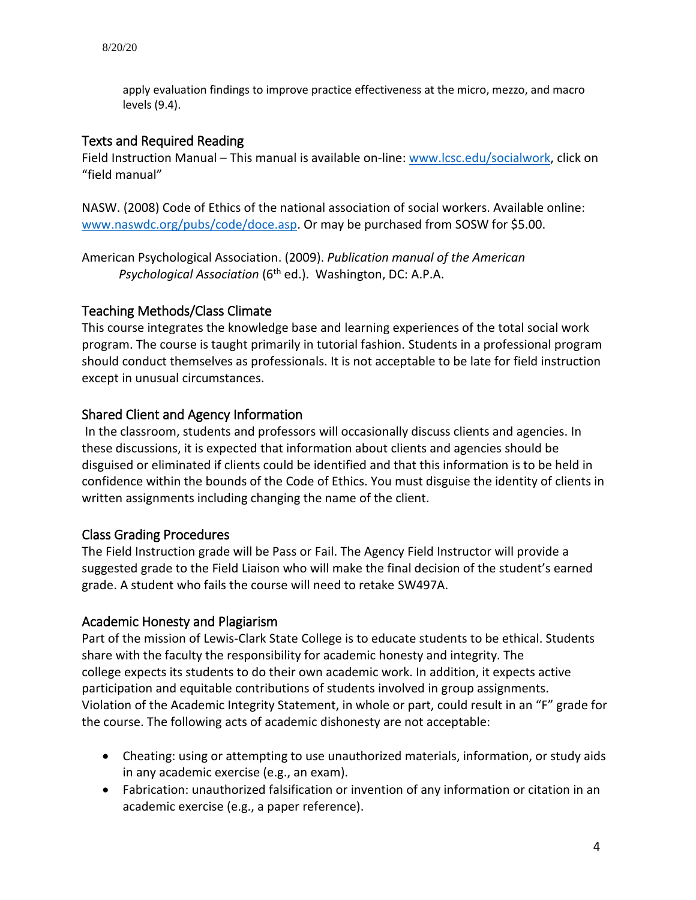apply evaluation findings to improve practice effectiveness at the micro, mezzo, and macro levels (9.4).

## Texts and Required Reading

Field Instruction Manual – This manual is available on-line: www.lcsc.edu/socialwork, click on "field manual"

NASW. (2008) Code of Ethics of the national association of social workers. Available online: www.naswdc.org/pubs/code/doce.asp. Or may be purchased from SOSW for $5.00.

American Psychological Association. (2009). *Publication manual of the American Psychological Association* (6th ed.). Washington, DC: A.P.A.

## Teaching Methods/Class Climate

This course integrates the knowledge base and learning experiences of the total social work program. The course is taught primarily in tutorial fashion. Students in a professional program should conduct themselves as professionals. It is not acceptable to be late for field instruction except in unusual circumstances.

## Shared Client and Agency Information

In the classroom, students and professors will occasionally discuss clients and agencies. In these discussions, it is expected that information about clients and agencies should be disguised or eliminated if clients could be identified and that this information is to be held in confidence within the bounds of the Code of Ethics. You must disguise the identity of clients in written assignments including changing the name of the client.

## Class Grading Procedures

The Field Instruction grade will be Pass or Fail. The Agency Field Instructor will provide a suggested grade to the Field Liaison who will make the final decision of the student's earned grade. A student who fails the course will need to retake SW497A.

## Academic Honesty and Plagiarism

Part of the mission of Lewis-Clark State College is to educate students to be ethical. Students share with the faculty the responsibility for academic honesty and integrity. The college expects its students to do their own academic work. In addition, it expects active participation and equitable contributions of students involved in group assignments. Violation of the Academic Integrity Statement, in whole or part, could result in an "F" grade for the course. The following acts of academic dishonesty are not acceptable:

- Cheating: using or attempting to use unauthorized materials, information, or study aids in any academic exercise (e.g., an exam).
- Fabrication: unauthorized falsification or invention of any information or citation in an academic exercise (e.g., a paper reference).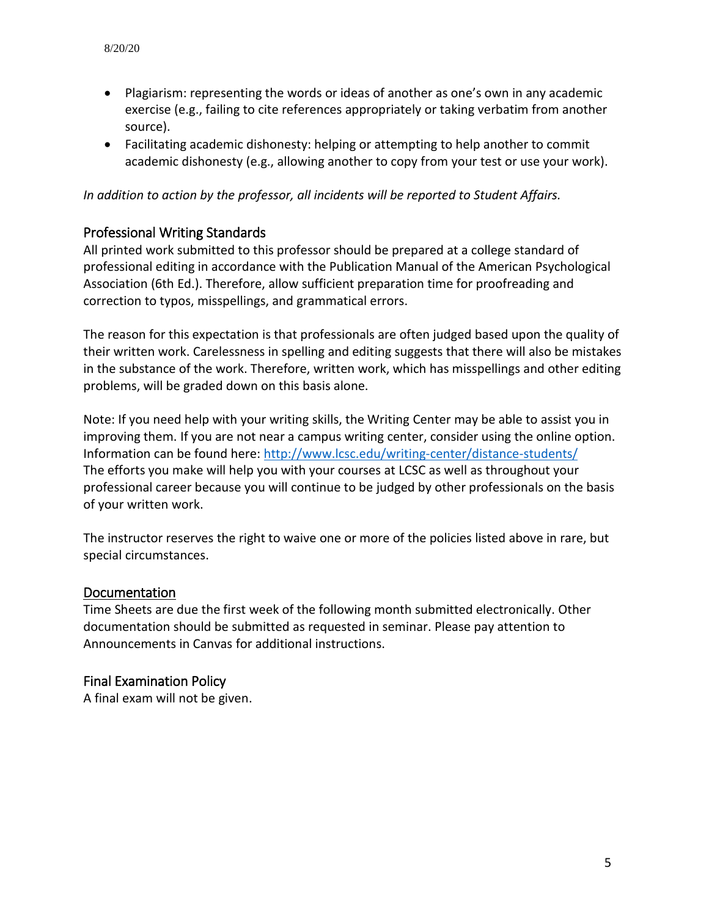- Plagiarism: representing the words or ideas of another as one's own in any academic exercise (e.g., failing to cite references appropriately or taking verbatim from another source).
- Facilitating academic dishonesty: helping or attempting to help another to commit academic dishonesty (e.g., allowing another to copy from your test or use your work).

*In addition to action by the professor, all incidents will be reported to Student Affairs.*

## Professional Writing Standards

All printed work submitted to this professor should be prepared at a college standard of professional editing in accordance with the Publication Manual of the American Psychological Association (6th Ed.). Therefore, allow sufficient preparation time for proofreading and correction to typos, misspellings, and grammatical errors.

The reason for this expectation is that professionals are often judged based upon the quality of their written work. Carelessness in spelling and editing suggests that there will also be mistakes in the substance of the work. Therefore, written work, which has misspellings and other editing problems, will be graded down on this basis alone.

Note: If you need help with your writing skills, the Writing Center may be able to assist you in improving them. If you are not near a campus writing center, consider using the online option. Information can be found here: [http://www.lcsc.edu/writing-center/distance-students/](http://www.lcsc.edu/writing-center/distance-students/)
The efforts you make will help you with your courses at LCSC as well as throughout your professional career because you will continue to be judged by other professionals on the basis of your written work.

The instructor reserves the right to waive one or more of the policies listed above in rare, but special circumstances.

## Documentation

Time Sheets are due the first week of the following month submitted electronically. Other documentation should be submitted as requested in seminar. Please pay attention to Announcements in Canvas for additional instructions.

## Final Examination Policy

A final exam will not be given.